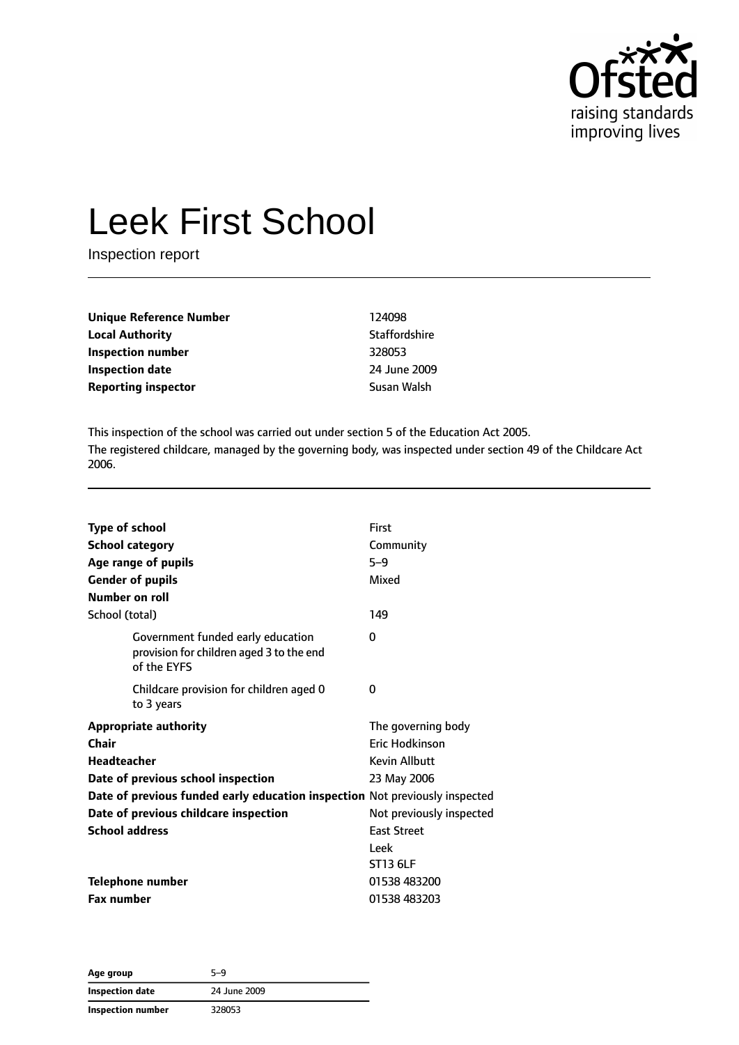Ofsted
raising standards
improving lives

# Leek First School

Inspection report

| | |
|---|---|
| **Unique Reference Number** | 124098 |
| **Local Authority** | Staffordshire |
| **Inspection number** | 328053 |
| **Inspection date** | 24 June 2009 |
| **Reporting inspector** | Susan Walsh |

This inspection of the school was carried out under section 5 of the Education Act 2005.

The registered childcare, managed by the governing body, was inspected under section 49 of the Childcare Act 2006.

| | |
|---|---|
| **Type of school** | First |
| **School category** | Community |
| **Age range of pupils** | 5–9 |
| **Gender of pupils** | Mixed |
| **Number on roll** | |
| School (total) | 149 |
| Government funded early education provision for children aged 3 to the end of the EYFS | 0 |
| Childcare provision for children aged 0 to 3 years | 0 |
| **Appropriate authority** | The governing body |
| **Chair** | Eric Hodkinson |
| **Headteacher** | Kevin Allbutt |
| **Date of previous school inspection** | 23 May 2006 |
| **Date of previous funded early education inspection** | Not previously inspected |
| **Date of previous childcare inspection** | Not previously inspected |
| **School address** | East Street<br>Leek<br>ST13 6LF |
| **Telephone number** | 01538 483200 |
| **Fax number** | 01538 483203 |

| | |
|---|---|
| **Age group** | 5–9 |
| **Inspection date** | 24 June 2009 |
| **Inspection number** | 328053 |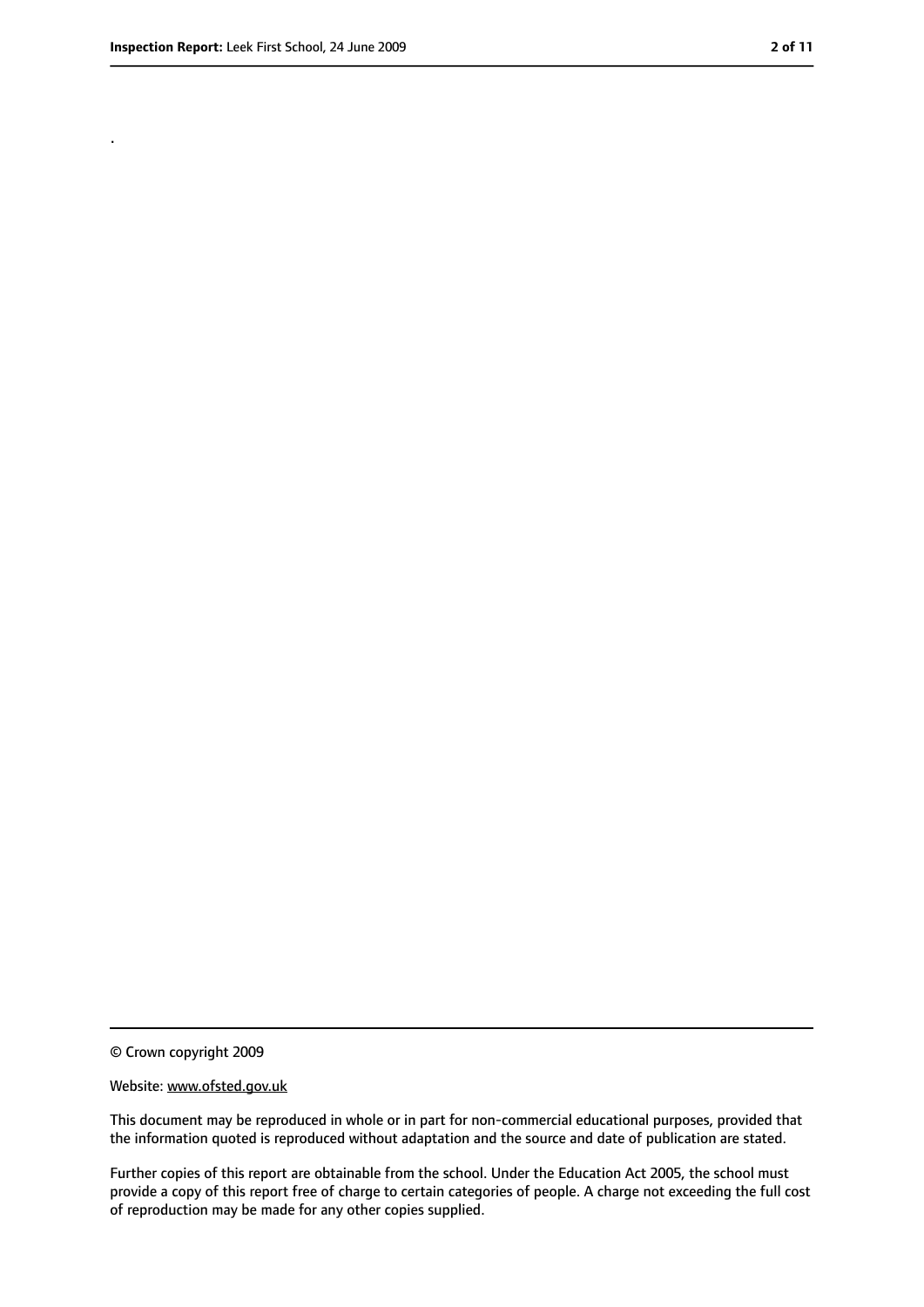.

© Crown copyright 2009

Website: www.ofsted.gov.uk

This document may be reproduced in whole or in part for non-commercial educational purposes, provided that the information quoted is reproduced without adaptation and the source and date of publication are stated.

Further copies of this report are obtainable from the school. Under the Education Act 2005, the school must provide a copy of this report free of charge to certain categories of people. A charge not exceeding the full cost of reproduction may be made for any other copies supplied.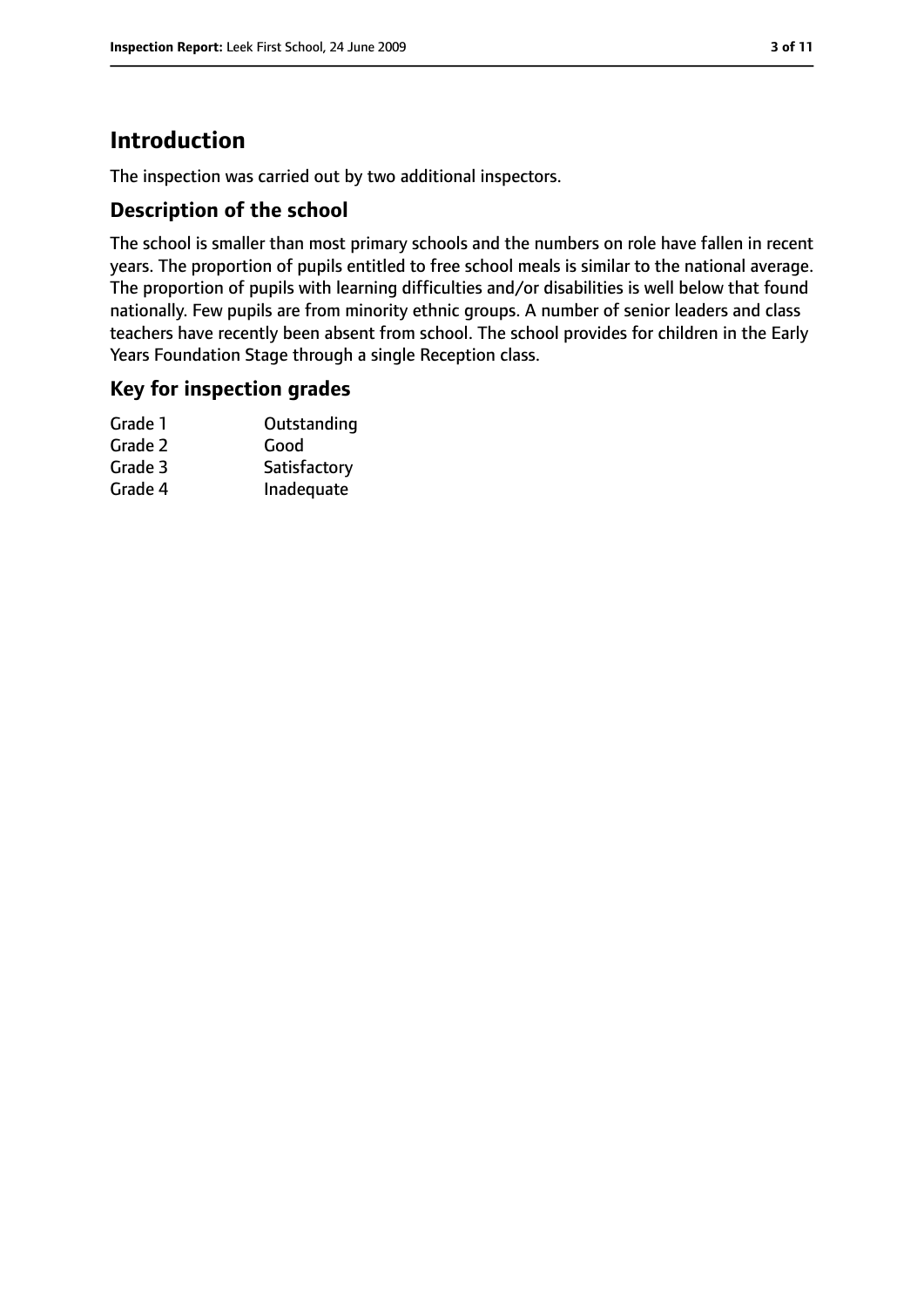## Introduction

The inspection was carried out by two additional inspectors.

### Description of the school

The school is smaller than most primary schools and the numbers on role have fallen in recent years. The proportion of pupils entitled to free school meals is similar to the national average. The proportion of pupils with learning difficulties and/or disabilities is well below that found nationally. Few pupils are from minority ethnic groups. A number of senior leaders and class teachers have recently been absent from school. The school provides for children in the Early Years Foundation Stage through a single Reception class.

### Key for inspection grades

| | |
|---|---|
| Grade 1 | Outstanding |
| Grade 2 | Good |
| Grade 3 | Satisfactory |
| Grade 4 | Inadequate |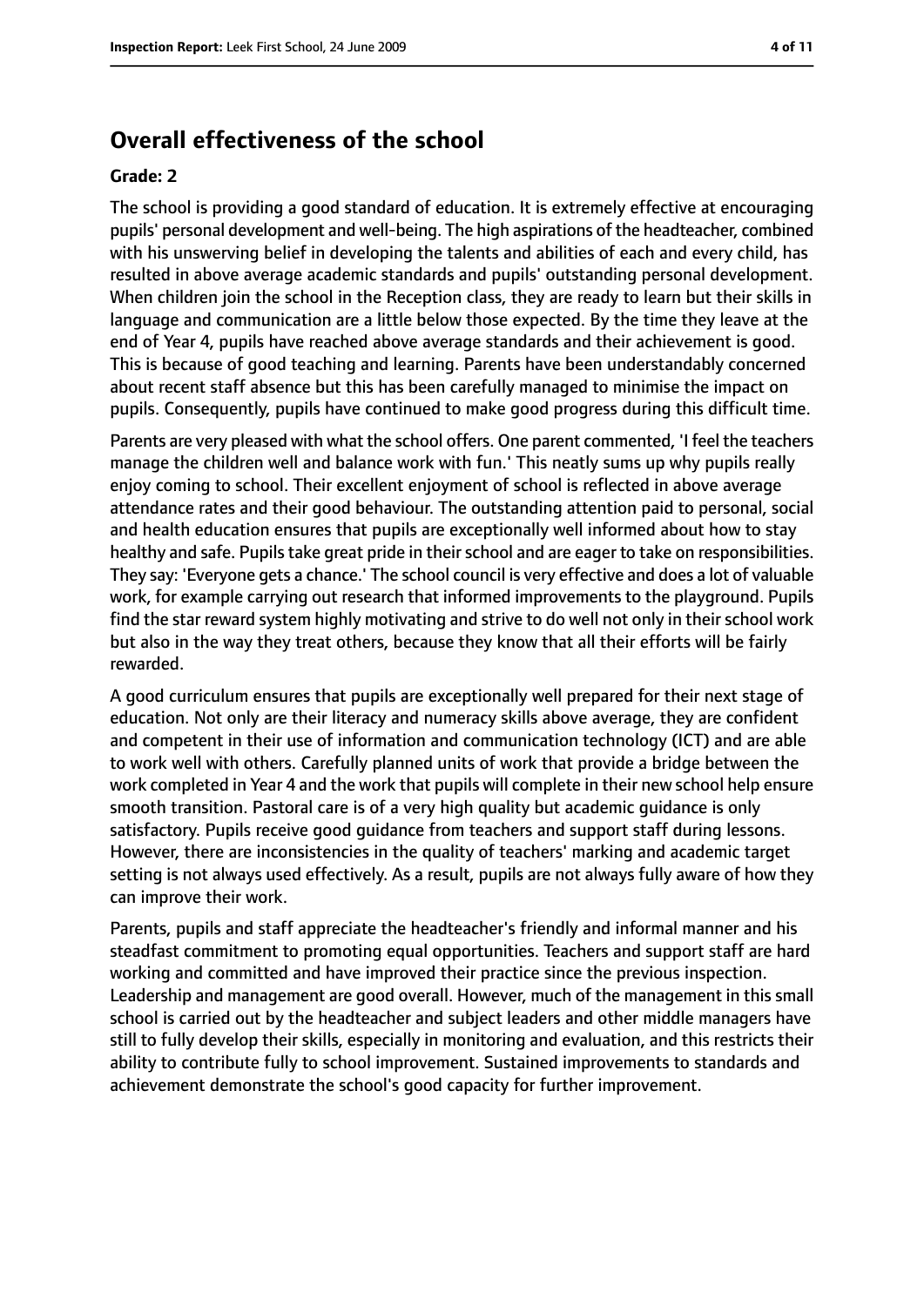## Overall effectiveness of the school

**Grade: 2**

The school is providing a good standard of education. It is extremely effective at encouraging pupils' personal development and well-being. The high aspirations of the headteacher, combined with his unswerving belief in developing the talents and abilities of each and every child, has resulted in above average academic standards and pupils' outstanding personal development. When children join the school in the Reception class, they are ready to learn but their skills in language and communication are a little below those expected. By the time they leave at the end of Year 4, pupils have reached above average standards and their achievement is good. This is because of good teaching and learning. Parents have been understandably concerned about recent staff absence but this has been carefully managed to minimise the impact on pupils. Consequently, pupils have continued to make good progress during this difficult time.

Parents are very pleased with what the school offers. One parent commented, 'I feel the teachers manage the children well and balance work with fun.' This neatly sums up why pupils really enjoy coming to school. Their excellent enjoyment of school is reflected in above average attendance rates and their good behaviour. The outstanding attention paid to personal, social and health education ensures that pupils are exceptionally well informed about how to stay healthy and safe. Pupils take great pride in their school and are eager to take on responsibilities. They say: 'Everyone gets a chance.' The school council is very effective and does a lot of valuable work, for example carrying out research that informed improvements to the playground. Pupils find the star reward system highly motivating and strive to do well not only in their school work but also in the way they treat others, because they know that all their efforts will be fairly rewarded.

A good curriculum ensures that pupils are exceptionally well prepared for their next stage of education. Not only are their literacy and numeracy skills above average, they are confident and competent in their use of information and communication technology (ICT) and are able to work well with others. Carefully planned units of work that provide a bridge between the work completed in Year 4 and the work that pupils will complete in their new school help ensure smooth transition. Pastoral care is of a very high quality but academic guidance is only satisfactory. Pupils receive good guidance from teachers and support staff during lessons. However, there are inconsistencies in the quality of teachers' marking and academic target setting is not always used effectively. As a result, pupils are not always fully aware of how they can improve their work.

Parents, pupils and staff appreciate the headteacher's friendly and informal manner and his steadfast commitment to promoting equal opportunities. Teachers and support staff are hard working and committed and have improved their practice since the previous inspection. Leadership and management are good overall. However, much of the management in this small school is carried out by the headteacher and subject leaders and other middle managers have still to fully develop their skills, especially in monitoring and evaluation, and this restricts their ability to contribute fully to school improvement. Sustained improvements to standards and achievement demonstrate the school's good capacity for further improvement.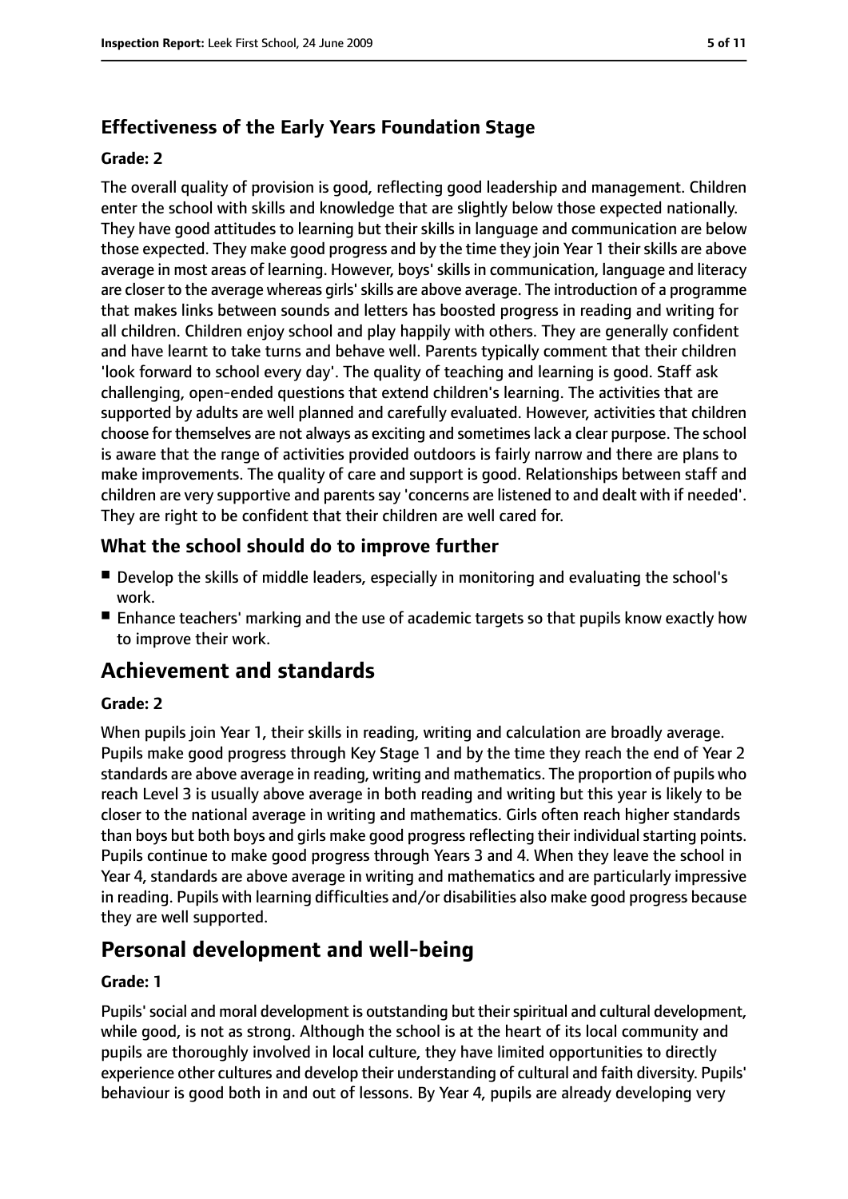### Effectiveness of the Early Years Foundation Stage

#### Grade: 2

The overall quality of provision is good, reflecting good leadership and management. Children enter the school with skills and knowledge that are slightly below those expected nationally. They have good attitudes to learning but their skills in language and communication are below those expected. They make good progress and by the time they join Year 1 their skills are above average in most areas of learning. However, boys' skills in communication, language and literacy are closer to the average whereas girls' skills are above average. The introduction of a programme that makes links between sounds and letters has boosted progress in reading and writing for all children. Children enjoy school and play happily with others. They are generally confident and have learnt to take turns and behave well. Parents typically comment that their children 'look forward to school every day'. The quality of teaching and learning is good. Staff ask challenging, open-ended questions that extend children's learning. The activities that are supported by adults are well planned and carefully evaluated. However, activities that children choose for themselves are not always as exciting and sometimes lack a clear purpose. The school is aware that the range of activities provided outdoors is fairly narrow and there are plans to make improvements. The quality of care and support is good. Relationships between staff and children are very supportive and parents say 'concerns are listened to and dealt with if needed'. They are right to be confident that their children are well cared for.

### What the school should do to improve further

- Develop the skills of middle leaders, especially in monitoring and evaluating the school's work.
- Enhance teachers' marking and the use of academic targets so that pupils know exactly how to improve their work.

## Achievement and standards

#### Grade: 2

When pupils join Year 1, their skills in reading, writing and calculation are broadly average. Pupils make good progress through Key Stage 1 and by the time they reach the end of Year 2 standards are above average in reading, writing and mathematics. The proportion of pupils who reach Level 3 is usually above average in both reading and writing but this year is likely to be closer to the national average in writing and mathematics. Girls often reach higher standards than boys but both boys and girls make good progress reflecting their individual starting points. Pupils continue to make good progress through Years 3 and 4. When they leave the school in Year 4, standards are above average in writing and mathematics and are particularly impressive in reading. Pupils with learning difficulties and/or disabilities also make good progress because they are well supported.

## Personal development and well-being

#### Grade: 1

Pupils' social and moral development is outstanding but their spiritual and cultural development, while good, is not as strong. Although the school is at the heart of its local community and pupils are thoroughly involved in local culture, they have limited opportunities to directly experience other cultures and develop their understanding of cultural and faith diversity. Pupils' behaviour is good both in and out of lessons. By Year 4, pupils are already developing very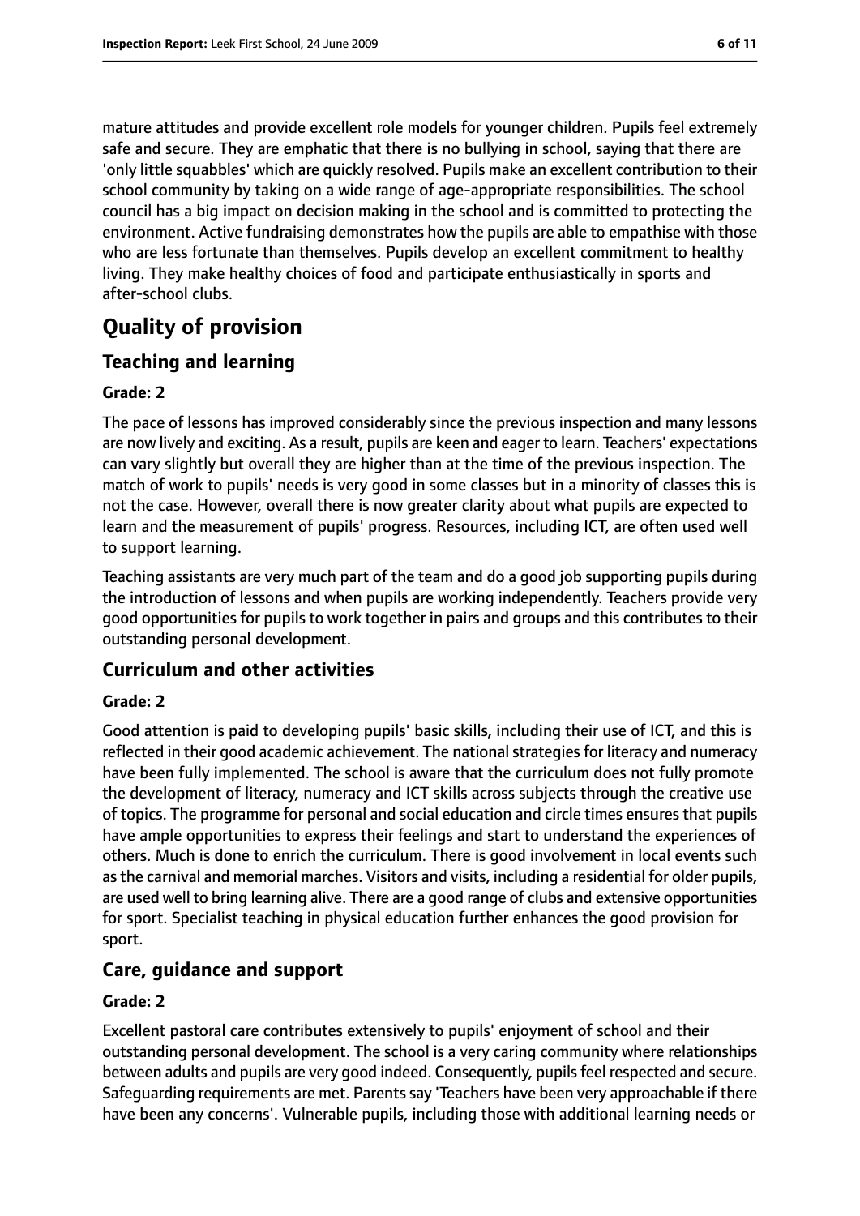mature attitudes and provide excellent role models for younger children. Pupils feel extremely safe and secure. They are emphatic that there is no bullying in school, saying that there are 'only little squabbles' which are quickly resolved. Pupils make an excellent contribution to their school community by taking on a wide range of age-appropriate responsibilities. The school council has a big impact on decision making in the school and is committed to protecting the environment. Active fundraising demonstrates how the pupils are able to empathise with those who are less fortunate than themselves. Pupils develop an excellent commitment to healthy living. They make healthy choices of food and participate enthusiastically in sports and after-school clubs.

# Quality of provision

## Teaching and learning

### Grade: 2

The pace of lessons has improved considerably since the previous inspection and many lessons are now lively and exciting. As a result, pupils are keen and eager to learn. Teachers' expectations can vary slightly but overall they are higher than at the time of the previous inspection. The match of work to pupils' needs is very good in some classes but in a minority of classes this is not the case. However, overall there is now greater clarity about what pupils are expected to learn and the measurement of pupils' progress. Resources, including ICT, are often used well to support learning.

Teaching assistants are very much part of the team and do a good job supporting pupils during the introduction of lessons and when pupils are working independently. Teachers provide very good opportunities for pupils to work together in pairs and groups and this contributes to their outstanding personal development.

## Curriculum and other activities

### Grade: 2

Good attention is paid to developing pupils' basic skills, including their use of ICT, and this is reflected in their good academic achievement. The national strategies for literacy and numeracy have been fully implemented. The school is aware that the curriculum does not fully promote the development of literacy, numeracy and ICT skills across subjects through the creative use of topics. The programme for personal and social education and circle times ensures that pupils have ample opportunities to express their feelings and start to understand the experiences of others. Much is done to enrich the curriculum. There is good involvement in local events such as the carnival and memorial marches. Visitors and visits, including a residential for older pupils, are used well to bring learning alive. There are a good range of clubs and extensive opportunities for sport. Specialist teaching in physical education further enhances the good provision for sport.

## Care, guidance and support

### Grade: 2

Excellent pastoral care contributes extensively to pupils' enjoyment of school and their outstanding personal development. The school is a very caring community where relationships between adults and pupils are very good indeed. Consequently, pupils feel respected and secure. Safeguarding requirements are met. Parents say 'Teachers have been very approachable if there have been any concerns'. Vulnerable pupils, including those with additional learning needs or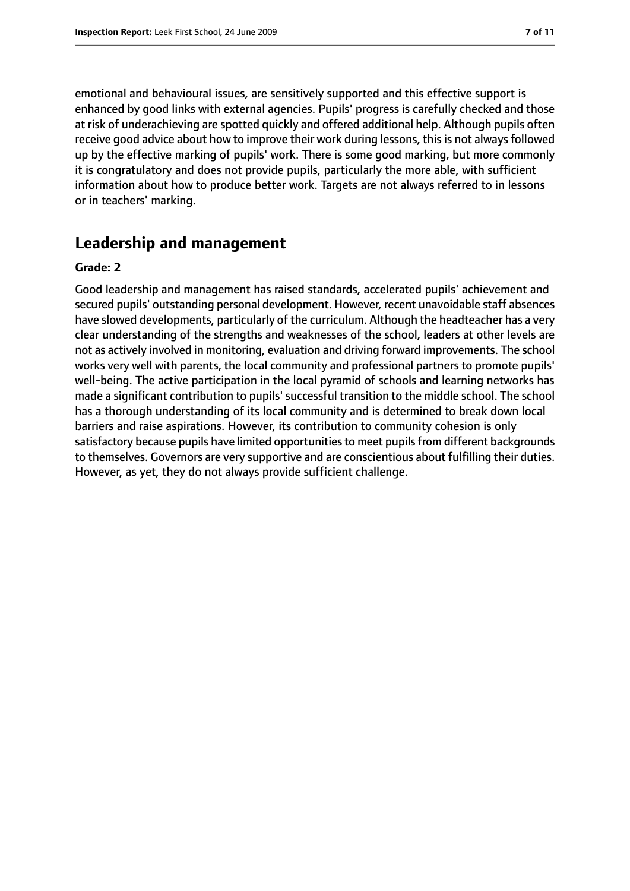emotional and behavioural issues, are sensitively supported and this effective support is enhanced by good links with external agencies. Pupils' progress is carefully checked and those at risk of underachieving are spotted quickly and offered additional help. Although pupils often receive good advice about how to improve their work during lessons, this is not always followed up by the effective marking of pupils' work. There is some good marking, but more commonly it is congratulatory and does not provide pupils, particularly the more able, with sufficient information about how to produce better work. Targets are not always referred to in lessons or in teachers' marking.

## Leadership and management

**Grade: 2**

Good leadership and management has raised standards, accelerated pupils' achievement and secured pupils' outstanding personal development. However, recent unavoidable staff absences have slowed developments, particularly of the curriculum. Although the headteacher has a very clear understanding of the strengths and weaknesses of the school, leaders at other levels are not as actively involved in monitoring, evaluation and driving forward improvements. The school works very well with parents, the local community and professional partners to promote pupils' well-being. The active participation in the local pyramid of schools and learning networks has made a significant contribution to pupils' successful transition to the middle school. The school has a thorough understanding of its local community and is determined to break down local barriers and raise aspirations. However, its contribution to community cohesion is only satisfactory because pupils have limited opportunities to meet pupils from different backgrounds to themselves. Governors are very supportive and are conscientious about fulfilling their duties. However, as yet, they do not always provide sufficient challenge.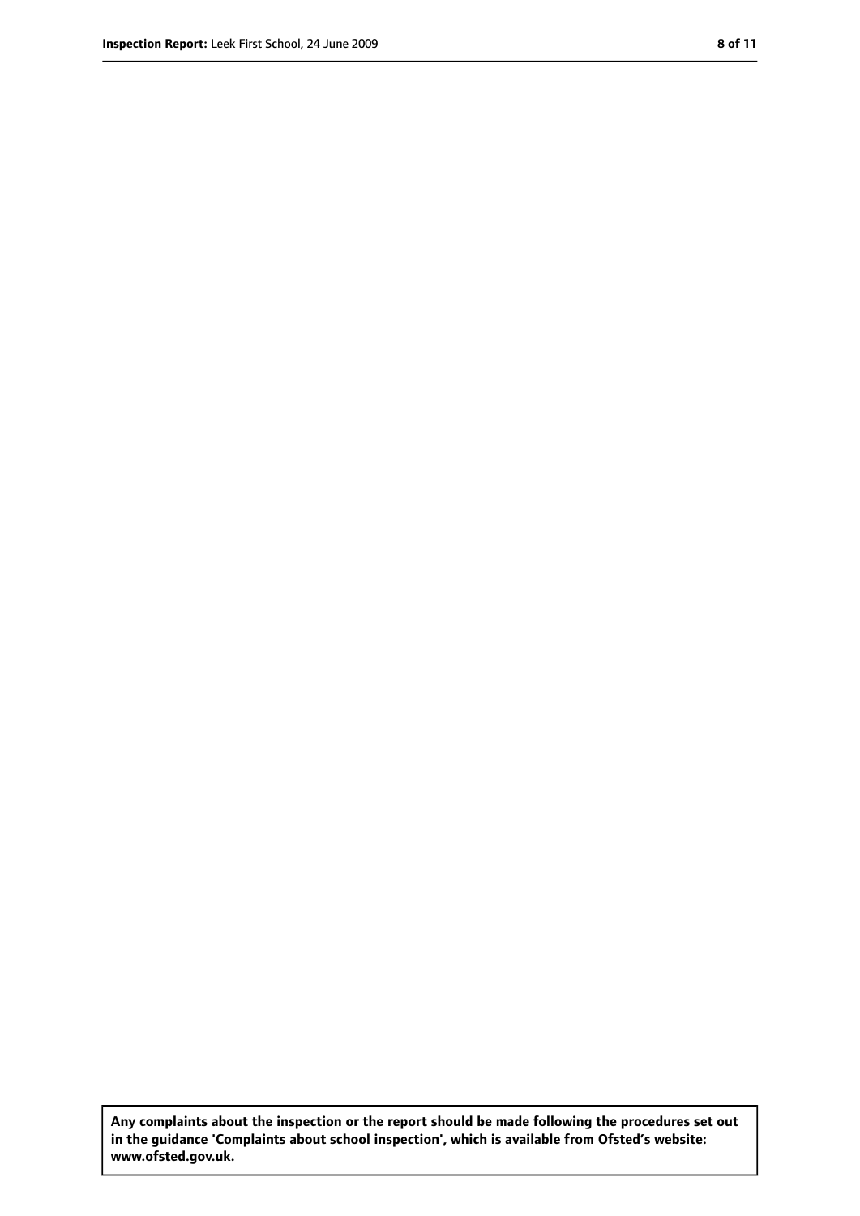**Any complaints about the inspection or the report should be made following the procedures set out in the guidance 'Complaints about school inspection', which is available from Ofsted's website: www.ofsted.gov.uk.**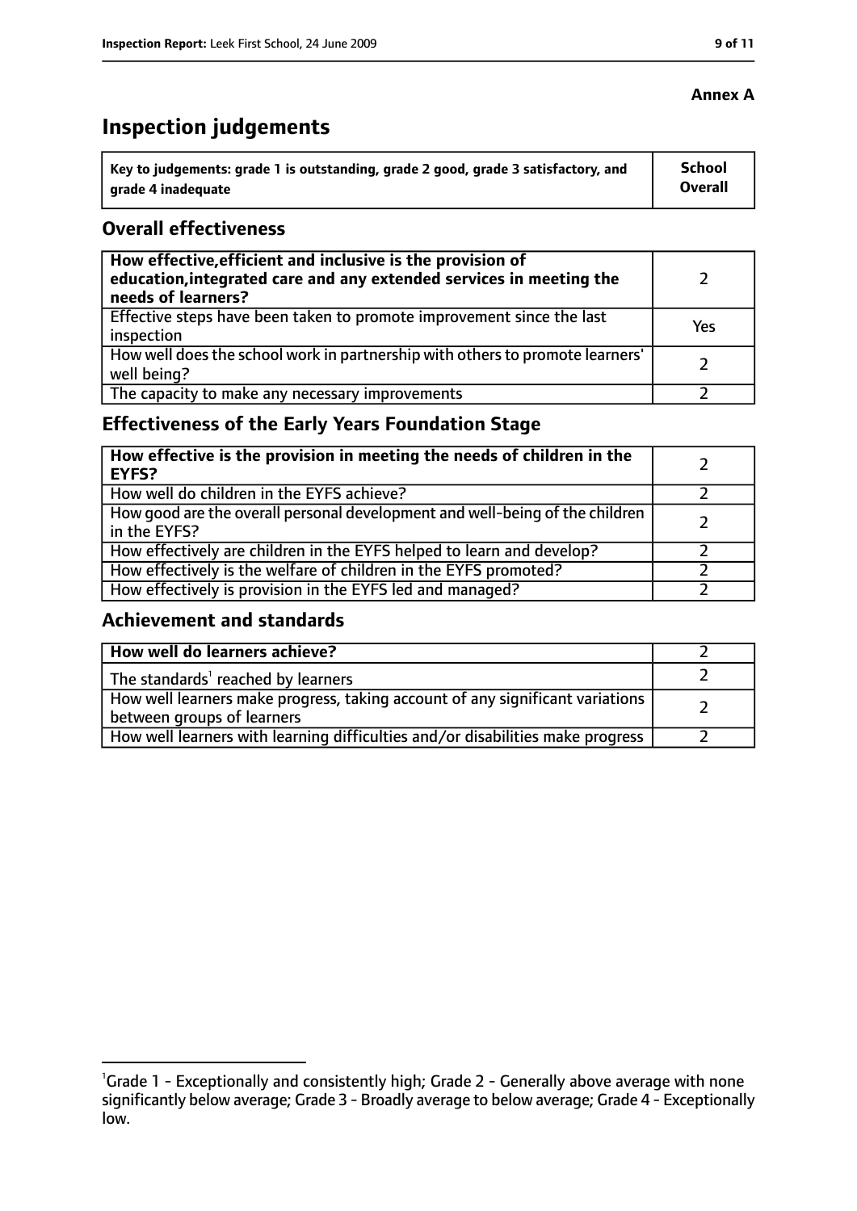**Annex A**

# Inspection judgements

| Key to judgements: grade 1 is outstanding, grade 2 good, grade 3 satisfactory, and grade 4 inadequate | School Overall |
|---|---|

## Overall effectiveness

| | |
|---|---|
| **How effective, efficient and inclusive is the provision of education, integrated care and any extended services in meeting the needs of learners?** | 2 |
| Effective steps have been taken to promote improvement since the last inspection | Yes |
| How well does the school work in partnership with others to promote learners' well being? | 2 |
| The capacity to make any necessary improvements | 2 |

## Effectiveness of the Early Years Foundation Stage

| | |
|---|---|
| **How effective is the provision in meeting the needs of children in the EYFS?** | 2 |
| How well do children in the EYFS achieve? | 2 |
| How good are the overall personal development and well-being of the children in the EYFS? | 2 |
| How effectively are children in the EYFS helped to learn and develop? | 2 |
| How effectively is the welfare of children in the EYFS promoted? | 2 |
| How effectively is provision in the EYFS led and managed? | 2 |

## Achievement and standards

| | |
|---|---|
| **How well do learners achieve?** | 2 |
| The standards[1] reached by learners | 2 |
| How well learners make progress, taking account of any significant variations between groups of learners | 2 |
| How well learners with learning difficulties and/or disabilities make progress | 2 |

[1]Grade 1 - Exceptionally and consistently high; Grade 2 - Generally above average with none significantly below average; Grade 3 - Broadly average to below average; Grade 4 - Exceptionally low.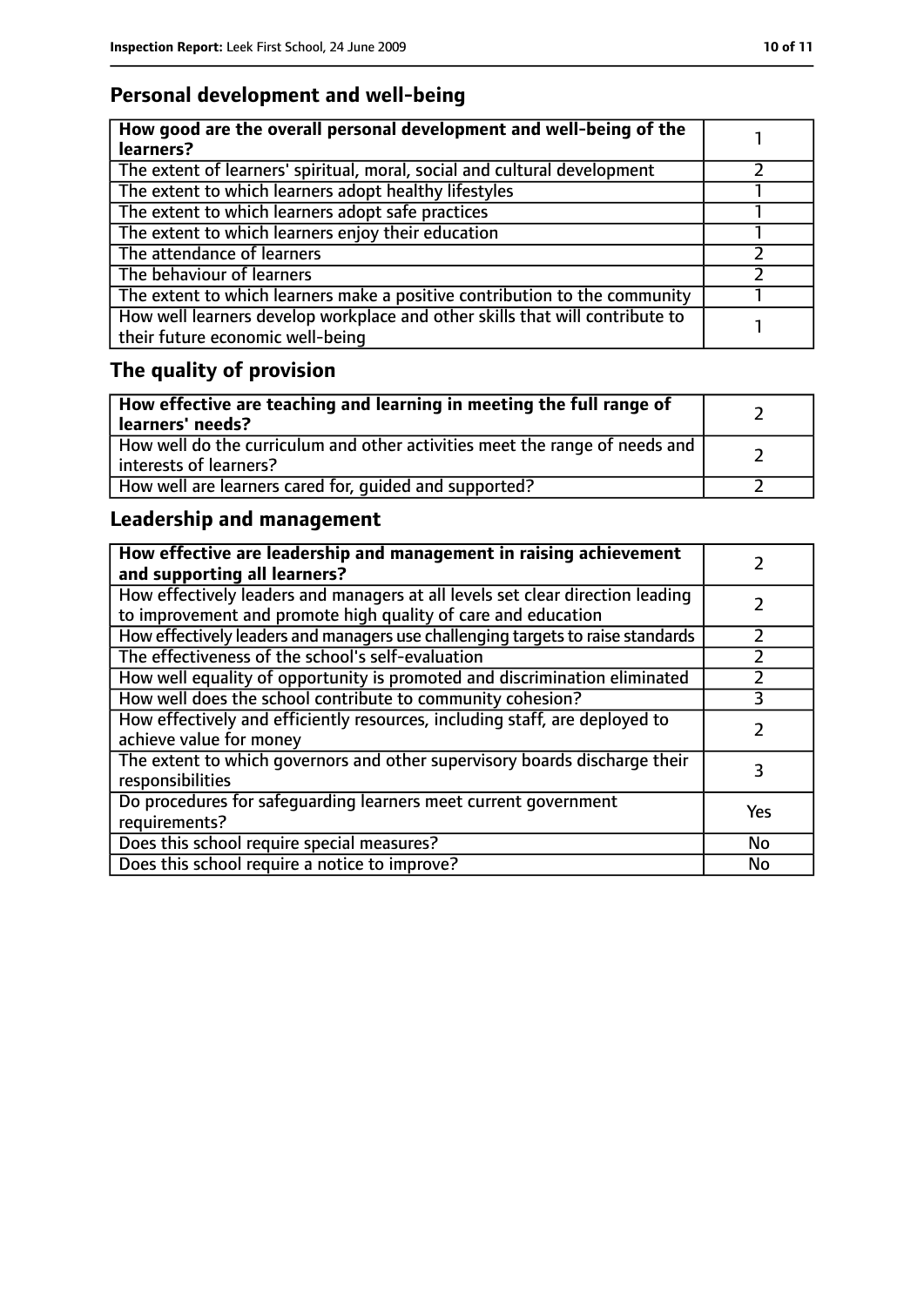## Personal development and well-being

| How good are the overall personal development and well-being of the learners? | 1 |
|---|---|
| The extent of learners' spiritual, moral, social and cultural development | 2 |
| The extent to which learners adopt healthy lifestyles | 1 |
| The extent to which learners adopt safe practices | 1 |
| The extent to which learners enjoy their education | 1 |
| The attendance of learners | 2 |
| The behaviour of learners | 2 |
| The extent to which learners make a positive contribution to the community | 1 |
| How well learners develop workplace and other skills that will contribute to their future economic well-being | 1 |

## The quality of provision

| How effective are teaching and learning in meeting the full range of learners' needs? | 2 |
|---|---|
| How well do the curriculum and other activities meet the range of needs and interests of learners? | 2 |
| How well are learners cared for, guided and supported? | 2 |

## Leadership and management

| How effective are leadership and management in raising achievement and supporting all learners? | 2 |
|---|---|
| How effectively leaders and managers at all levels set clear direction leading to improvement and promote high quality of care and education | 2 |
| How effectively leaders and managers use challenging targets to raise standards | 2 |
| The effectiveness of the school's self-evaluation | 2 |
| How well equality of opportunity is promoted and discrimination eliminated | 2 |
| How well does the school contribute to community cohesion? | 3 |
| How effectively and efficiently resources, including staff, are deployed to achieve value for money | 2 |
| The extent to which governors and other supervisory boards discharge their responsibilities | 3 |
| Do procedures for safeguarding learners meet current government requirements? | Yes |
| Does this school require special measures? | No |
| Does this school require a notice to improve? | No |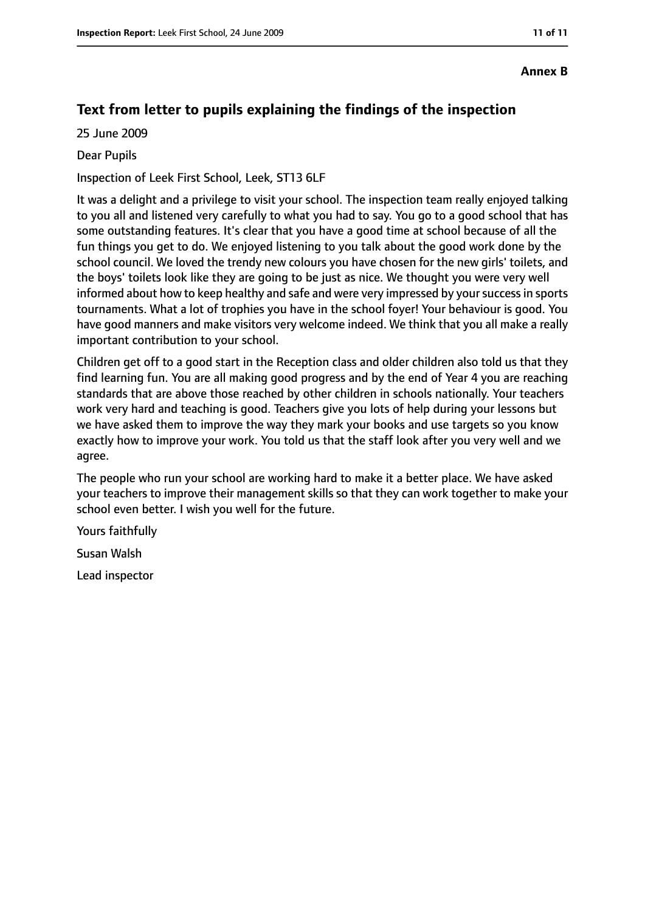**Annex B**

## Text from letter to pupils explaining the findings of the inspection

25 June 2009

Dear Pupils

Inspection of Leek First School, Leek, ST13 6LF

It was a delight and a privilege to visit your school. The inspection team really enjoyed talking to you all and listened very carefully to what you had to say. You go to a good school that has some outstanding features. It's clear that you have a good time at school because of all the fun things you get to do. We enjoyed listening to you talk about the good work done by the school council. We loved the trendy new colours you have chosen for the new girls' toilets, and the boys' toilets look like they are going to be just as nice. We thought you were very well informed about how to keep healthy and safe and were very impressed by your success in sports tournaments. What a lot of trophies you have in the school foyer! Your behaviour is good. You have good manners and make visitors very welcome indeed. We think that you all make a really important contribution to your school.

Children get off to a good start in the Reception class and older children also told us that they find learning fun. You are all making good progress and by the end of Year 4 you are reaching standards that are above those reached by other children in schools nationally. Your teachers work very hard and teaching is good. Teachers give you lots of help during your lessons but we have asked them to improve the way they mark your books and use targets so you know exactly how to improve your work. You told us that the staff look after you very well and we agree.

The people who run your school are working hard to make it a better place. We have asked your teachers to improve their management skills so that they can work together to make your school even better. I wish you well for the future.

Yours faithfully

Susan Walsh

Lead inspector